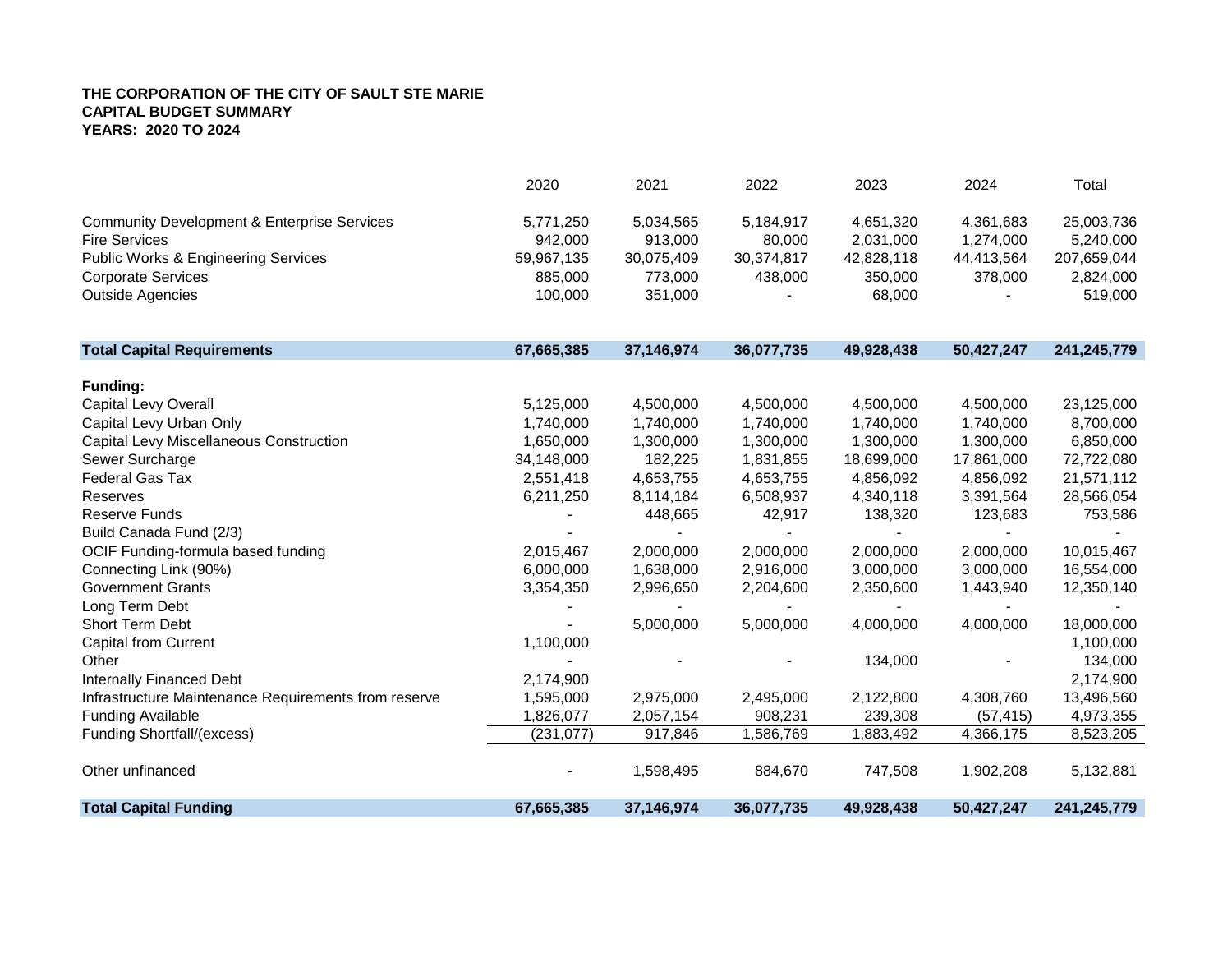**THE CORPORATION OF THE CITY OF SAULT STE MARIE**
**CAPITAL BUDGET SUMMARY**
**YEARS: 2020 TO 2024**

| | 2020 | 2021 | 2022 | 2023 | 2024 | Total |
|---|---|---|---|---|---|---|
| Community Development & Enterprise Services | 5,771,250 | 5,034,565 | 5,184,917 | 4,651,320 | 4,361,683 | 25,003,736 |
| Fire Services | 942,000 | 913,000 | 80,000 | 2,031,000 | 1,274,000 | 5,240,000 |
| Public Works & Engineering Services | 59,967,135 | 30,075,409 | 30,374,817 | 42,828,118 | 44,413,564 | 207,659,044 |
| Corporate Services | 885,000 | 773,000 | 438,000 | 350,000 | 378,000 | 2,824,000 |
| Outside Agencies | 100,000 | 351,000 | - | 68,000 | - | 519,000 |
| **Total Capital Requirements** | **67,665,385** | **37,146,974** | **36,077,735** | **49,928,438** | **50,427,247** | **241,245,779** |
| **Funding:** | | | | | | |
| Capital Levy Overall | 5,125,000 | 4,500,000 | 4,500,000 | 4,500,000 | 4,500,000 | 23,125,000 |
| Capital Levy Urban Only | 1,740,000 | 1,740,000 | 1,740,000 | 1,740,000 | 1,740,000 | 8,700,000 |
| Capital Levy Miscellaneous Construction | 1,650,000 | 1,300,000 | 1,300,000 | 1,300,000 | 1,300,000 | 6,850,000 |
| Sewer Surcharge | 34,148,000 | 182,225 | 1,831,855 | 18,699,000 | 17,861,000 | 72,722,080 |
| Federal Gas Tax | 2,551,418 | 4,653,755 | 4,653,755 | 4,856,092 | 4,856,092 | 21,571,112 |
| Reserves | 6,211,250 | 8,114,184 | 6,508,937 | 4,340,118 | 3,391,564 | 28,566,054 |
| Reserve Funds | - | 448,665 | 42,917 | 138,320 | 123,683 | 753,586 |
| Build Canada Fund (2/3) | - | - | - | - | - | - |
| OCIF Funding-formula based funding | 2,015,467 | 2,000,000 | 2,000,000 | 2,000,000 | 2,000,000 | 10,015,467 |
| Connecting Link (90%) | 6,000,000 | 1,638,000 | 2,916,000 | 3,000,000 | 3,000,000 | 16,554,000 |
| Government Grants | 3,354,350 | 2,996,650 | 2,204,600 | 2,350,600 | 1,443,940 | 12,350,140 |
| Long Term Debt | - | - | - | - | - | - |
| Short Term Debt | - | 5,000,000 | 5,000,000 | 4,000,000 | 4,000,000 | 18,000,000 |
| Capital from Current | 1,100,000 | | | | | 1,100,000 |
| Other | - | - | - | 134,000 | - | 134,000 |
| Internally Financed Debt | 2,174,900 | | | | | 2,174,900 |
| Infrastructure Maintenance Requirements from reserve | 1,595,000 | 2,975,000 | 2,495,000 | 2,122,800 | 4,308,760 | 13,496,560 |
| Funding Available | 1,826,077 | 2,057,154 | 908,231 | 239,308 | (57,415) | 4,973,355 |
| Funding Shortfall/(excess) | (231,077) | 917,846 | 1,586,769 | 1,883,492 | 4,366,175 | 8,523,205 |
| Other unfinanced | - | 1,598,495 | 884,670 | 747,508 | 1,902,208 | 5,132,881 |
| **Total Capital Funding** | **67,665,385** | **37,146,974** | **36,077,735** | **49,928,438** | **50,427,247** | **241,245,779** |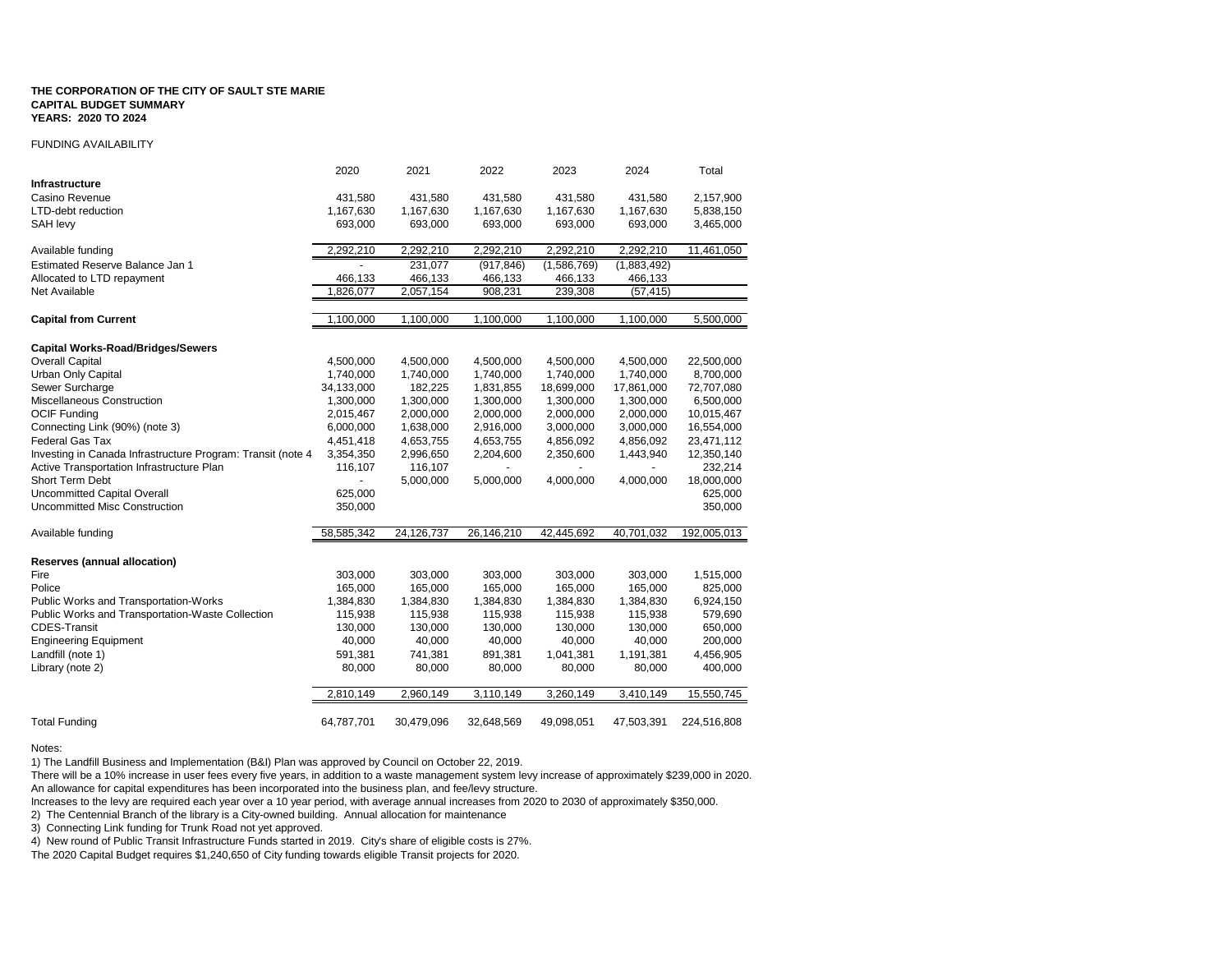**THE CORPORATION OF THE CITY OF SAULT STE MARIE**
**CAPITAL BUDGET SUMMARY**
**YEARS: 2020 TO 2024**

FUNDING AVAILABILITY

| | 2020 | 2021 | 2022 | 2023 | 2024 | Total |
|---|---|---|---|---|---|---|
| **Infrastructure** | | | | | | |
| Casino Revenue | 431,580 | 431,580 | 431,580 | 431,580 | 431,580 | 2,157,900 |
| LTD-debt reduction | 1,167,630 | 1,167,630 | 1,167,630 | 1,167,630 | 1,167,630 | 5,838,150 |
| SAH levy | 693,000 | 693,000 | 693,000 | 693,000 | 693,000 | 3,465,000 |
| Available funding | 2,292,210 | 2,292,210 | 2,292,210 | 2,292,210 | 2,292,210 | 11,461,050 |
| Estimated Reserve Balance Jan 1 | - | 231,077 | (917,846) | (1,586,769) | (1,883,492) | |
| Allocated to LTD repayment | 466,133 | 466,133 | 466,133 | 466,133 | 466,133 | |
| Net Available | 1,826,077 | 2,057,154 | 908,231 | 239,308 | (57,415) | |
| **Capital from Current** | 1,100,000 | 1,100,000 | 1,100,000 | 1,100,000 | 1,100,000 | 5,500,000 |
| **Capital Works-Road/Bridges/Sewers** | | | | | | |
| Overall Capital | 4,500,000 | 4,500,000 | 4,500,000 | 4,500,000 | 4,500,000 | 22,500,000 |
| Urban Only Capital | 1,740,000 | 1,740,000 | 1,740,000 | 1,740,000 | 1,740,000 | 8,700,000 |
| Sewer Surcharge | 34,133,000 | 182,225 | 1,831,855 | 18,699,000 | 17,861,000 | 72,707,080 |
| Miscellaneous Construction | 1,300,000 | 1,300,000 | 1,300,000 | 1,300,000 | 1,300,000 | 6,500,000 |
| OCIF Funding | 2,015,467 | 2,000,000 | 2,000,000 | 2,000,000 | 2,000,000 | 10,015,467 |
| Connecting Link (90%) (note 3) | 6,000,000 | 1,638,000 | 2,916,000 | 3,000,000 | 3,000,000 | 16,554,000 |
| Federal Gas Tax | 4,451,418 | 4,653,755 | 4,653,755 | 4,856,092 | 4,856,092 | 23,471,112 |
| Investing in Canada Infrastructure Program: Transit (note 4 | 3,354,350 | 2,996,650 | 2,204,600 | 2,350,600 | 1,443,940 | 12,350,140 |
| Active Transportation Infrastructure Plan | 116,107 | 116,107 | - | - | - | 232,214 |
| Short Term Debt | - | 5,000,000 | 5,000,000 | 4,000,000 | 4,000,000 | 18,000,000 |
| Uncommitted Capital Overall | 625,000 | | | | | 625,000 |
| Uncommitted Misc Construction | 350,000 | | | | | 350,000 |
| Available funding | 58,585,342 | 24,126,737 | 26,146,210 | 42,445,692 | 40,701,032 | 192,005,013 |
| **Reserves (annual allocation)** | | | | | | |
| Fire | 303,000 | 303,000 | 303,000 | 303,000 | 303,000 | 1,515,000 |
| Police | 165,000 | 165,000 | 165,000 | 165,000 | 165,000 | 825,000 |
| Public Works and Transportation-Works | 1,384,830 | 1,384,830 | 1,384,830 | 1,384,830 | 1,384,830 | 6,924,150 |
| Public Works and Transportation-Waste Collection | 115,938 | 115,938 | 115,938 | 115,938 | 115,938 | 579,690 |
| CDES-Transit | 130,000 | 130,000 | 130,000 | 130,000 | 130,000 | 650,000 |
| Engineering Equipment | 40,000 | 40,000 | 40,000 | 40,000 | 40,000 | 200,000 |
| Landfill (note 1) | 591,381 | 741,381 | 891,381 | 1,041,381 | 1,191,381 | 4,456,905 |
| Library (note 2) | 80,000 | 80,000 | 80,000 | 80,000 | 80,000 | 400,000 |
| | 2,810,149 | 2,960,149 | 3,110,149 | 3,260,149 | 3,410,149 | 15,550,745 |
| Total Funding | 64,787,701 | 30,479,096 | 32,648,569 | 49,098,051 | 47,503,391 | 224,516,808 |

Notes:

1) The Landfill Business and Implementation (B&I) Plan was approved by Council on October 22, 2019.
There will be a 10% increase in user fees every five years, in addition to a waste management system levy increase of approximately $239,000 in 2020.
An allowance for capital expenditures has been incorporated into the business plan, and fee/levy structure.
Increases to the levy are required each year over a 10 year period, with average annual increases from 2020 to 2030 of approximately $350,000.

2) The Centennial Branch of the library is a City-owned building. Annual allocation for maintenance

3) Connecting Link funding for Trunk Road not yet approved.

4) New round of Public Transit Infrastructure Funds started in 2019. City's share of eligible costs is 27%.
The 2020 Capital Budget requires $1,240,650 of City funding towards eligible Transit projects for 2020.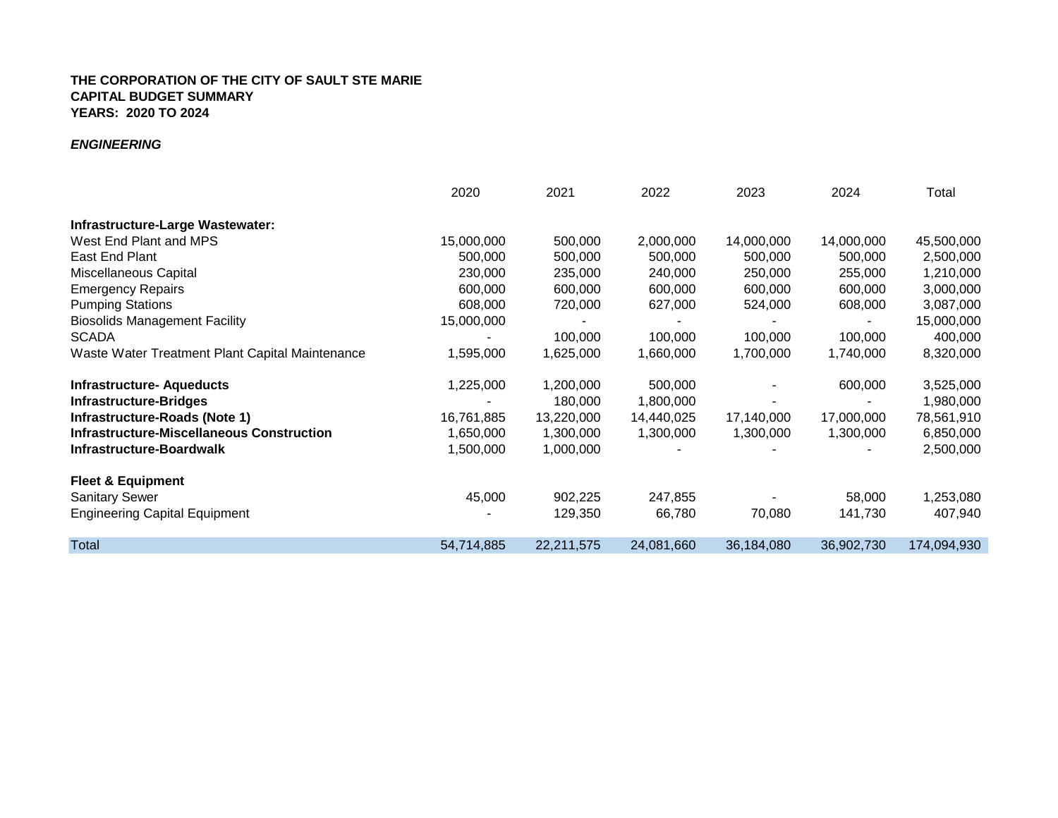**THE CORPORATION OF THE CITY OF SAULT STE MARIE**
**CAPITAL BUDGET SUMMARY**
**YEARS: 2020 TO 2024**

***ENGINEERING***

| | 2020 | 2021 | 2022 | 2023 | 2024 | Total |
|---|---|---|---|---|---|---|
| **Infrastructure-Large Wastewater:** | | | | | | |
| West End Plant and MPS | 15,000,000 | 500,000 | 2,000,000 | 14,000,000 | 14,000,000 | 45,500,000 |
| East End Plant | 500,000 | 500,000 | 500,000 | 500,000 | 500,000 | 2,500,000 |
| Miscellaneous Capital | 230,000 | 235,000 | 240,000 | 250,000 | 255,000 | 1,210,000 |
| Emergency Repairs | 600,000 | 600,000 | 600,000 | 600,000 | 600,000 | 3,000,000 |
| Pumping Stations | 608,000 | 720,000 | 627,000 | 524,000 | 608,000 | 3,087,000 |
| Biosolids Management Facility | 15,000,000 | - | - | - | - | 15,000,000 |
| SCADA | - | 100,000 | 100,000 | 100,000 | 100,000 | 400,000 |
| Waste Water Treatment Plant Capital Maintenance | 1,595,000 | 1,625,000 | 1,660,000 | 1,700,000 | 1,740,000 | 8,320,000 |
| **Infrastructure- Aqueducts** | 1,225,000 | 1,200,000 | 500,000 | - | 600,000 | 3,525,000 |
| **Infrastructure-Bridges** | - | 180,000 | 1,800,000 | - | - | 1,980,000 |
| **Infrastructure-Roads (Note 1)** | 16,761,885 | 13,220,000 | 14,440,025 | 17,140,000 | 17,000,000 | 78,561,910 |
| **Infrastructure-Miscellaneous Construction** | 1,650,000 | 1,300,000 | 1,300,000 | 1,300,000 | 1,300,000 | 6,850,000 |
| **Infrastructure-Boardwalk** | 1,500,000 | 1,000,000 | - | - | - | 2,500,000 |
| **Fleet & Equipment** | | | | | | |
| Sanitary Sewer | 45,000 | 902,225 | 247,855 | - | 58,000 | 1,253,080 |
| Engineering Capital Equipment | - | 129,350 | 66,780 | 70,080 | 141,730 | 407,940 |
| Total | 54,714,885 | 22,211,575 | 24,081,660 | 36,184,080 | 36,902,730 | 174,094,930 |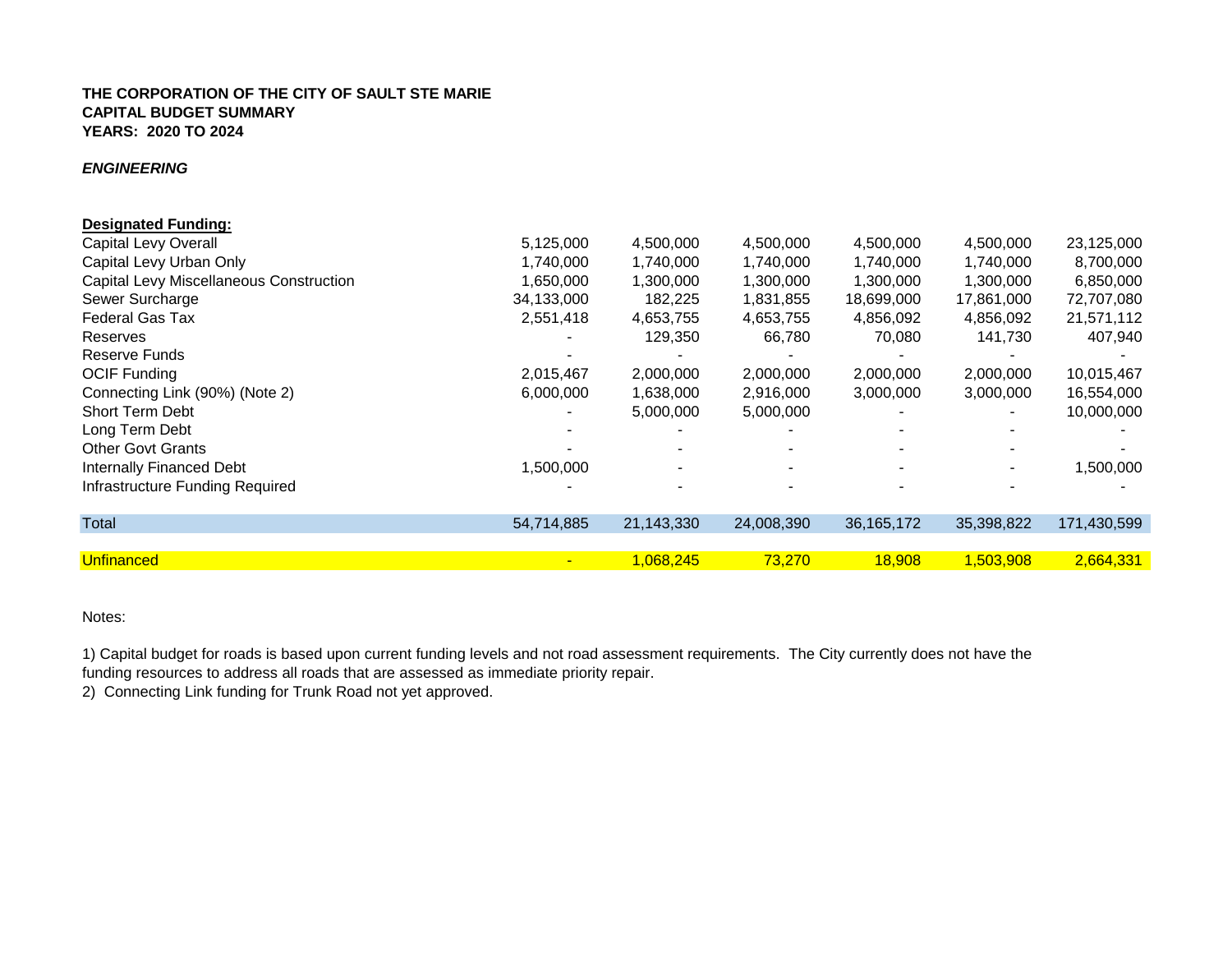**THE CORPORATION OF THE CITY OF SAULT STE MARIE**
**CAPITAL BUDGET SUMMARY**
**YEARS: 2020 TO 2024**

***ENGINEERING***

| **Designated Funding:** | | | | | | |
|---|---|---|---|---|---|---|
| Capital Levy Overall | 5,125,000 | 4,500,000 | 4,500,000 | 4,500,000 | 4,500,000 | 23,125,000 |
| Capital Levy Urban Only | 1,740,000 | 1,740,000 | 1,740,000 | 1,740,000 | 1,740,000 | 8,700,000 |
| Capital Levy Miscellaneous Construction | 1,650,000 | 1,300,000 | 1,300,000 | 1,300,000 | 1,300,000 | 6,850,000 |
| Sewer Surcharge | 34,133,000 | 182,225 | 1,831,855 | 18,699,000 | 17,861,000 | 72,707,080 |
| Federal Gas Tax | 2,551,418 | 4,653,755 | 4,653,755 | 4,856,092 | 4,856,092 | 21,571,112 |
| Reserves | - | 129,350 | 66,780 | 70,080 | 141,730 | 407,940 |
| Reserve Funds | - | - | - | - | - | - |
| OCIF Funding | 2,015,467 | 2,000,000 | 2,000,000 | 2,000,000 | 2,000,000 | 10,015,467 |
| Connecting Link (90%) (Note 2) | 6,000,000 | 1,638,000 | 2,916,000 | 3,000,000 | 3,000,000 | 16,554,000 |
| Short Term Debt | - | 5,000,000 | 5,000,000 | - | - | 10,000,000 |
| Long Term Debt | - | - | - | - | - | - |
| Other Govt Grants | - | - | - | - | - | - |
| Internally Financed Debt | 1,500,000 | - | - | - | - | 1,500,000 |
| Infrastructure Funding Required | - | - | - | - | - | - |
| Total | 54,714,885 | 21,143,330 | 24,008,390 | 36,165,172 | 35,398,822 | 171,430,599 |
| Unfinanced | - | 1,068,245 | 73,270 | 18,908 | 1,503,908 | 2,664,331 |

Notes:

1) Capital budget for roads is based upon current funding levels and not road assessment requirements. The City currently does not have the funding resources to address all roads that are assessed as immediate priority repair.

2) Connecting Link funding for Trunk Road not yet approved.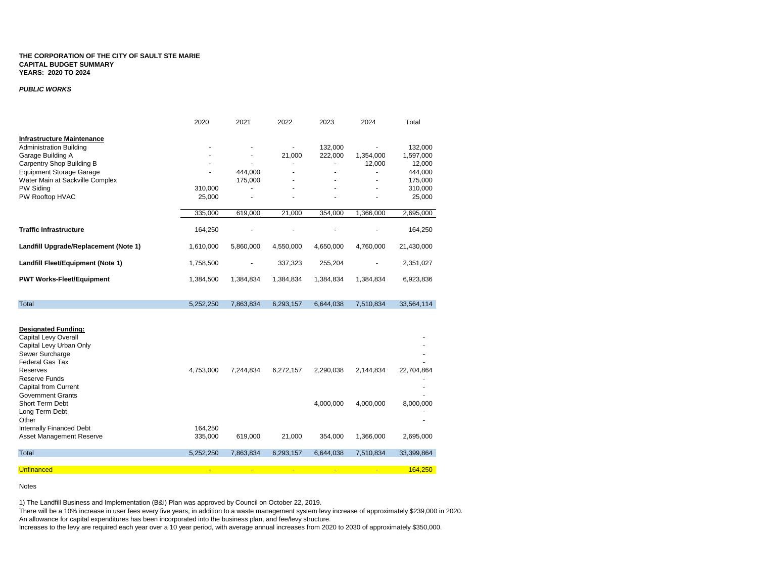**THE CORPORATION OF THE CITY OF SAULT STE MARIE**
**CAPITAL BUDGET SUMMARY**
**YEARS: 2020 TO 2024**

***PUBLIC WORKS***

| | 2020 | 2021 | 2022 | 2023 | 2024 | Total |
|---|---|---|---|---|---|---|
| **Infrastructure Maintenance** | | | | | | |
| Administration Building | - | - | - | 132,000 | - | 132,000 |
| Garage Building A | - | - | 21,000 | 222,000 | 1,354,000 | 1,597,000 |
| Carpentry Shop Building B | - | - | - | - | 12,000 | 12,000 |
| Equipment Storage Garage | - | 444,000 | - | - | - | 444,000 |
| Water Main at Sackville Complex | | 175,000 | - | - | - | 175,000 |
| PW Siding | 310,000 | - | - | - | - | 310,000 |
| PW Rooftop HVAC | 25,000 | - | - | - | - | 25,000 |
| | 335,000 | 619,000 | 21,000 | 354,000 | 1,366,000 | 2,695,000 |
| **Traffic Infrastructure** | 164,250 | - | - | - | - | 164,250 |
| **Landfill Upgrade/Replacement (Note 1)** | 1,610,000 | 5,860,000 | 4,550,000 | 4,650,000 | 4,760,000 | 21,430,000 |
| **Landfill Fleet/Equipment (Note 1)** | 1,758,500 | - | 337,323 | 255,204 | - | 2,351,027 |
| **PWT Works-Fleet/Equipment** | 1,384,500 | 1,384,834 | 1,384,834 | 1,384,834 | 1,384,834 | 6,923,836 |
| Total | 5,252,250 | 7,863,834 | 6,293,157 | 6,644,038 | 7,510,834 | 33,564,114 |
| **Designated Funding:** | | | | | | |
| Capital Levy Overall | | | | | | - |
| Capital Levy Urban Only | | | | | | - |
| Sewer Surcharge | | | | | | - |
| Federal Gas Tax | | | | | | - |
| Reserves | 4,753,000 | 7,244,834 | 6,272,157 | 2,290,038 | 2,144,834 | 22,704,864 |
| Reserve Funds | | | | | | - |
| Capital from Current | | | | | | - |
| Government Grants | | | | | | - |
| Short Term Debt | | | | 4,000,000 | 4,000,000 | 8,000,000 |
| Long Term Debt | | | | | | - |
| Other | | | | | | - |
| Internally Financed Debt | 164,250 | | | | | |
| Asset Management Reserve | 335,000 | 619,000 | 21,000 | 354,000 | 1,366,000 | 2,695,000 |
| Total | 5,252,250 | 7,863,834 | 6,293,157 | 6,644,038 | 7,510,834 | 33,399,864 |
| Unfinanced | - | - | - | - | - | 164,250 |

Notes

1) The Landfill Business and Implementation (B&I) Plan was approved by Council on October 22, 2019.
There will be a 10% increase in user fees every five years, in addition to a waste management system levy increase of approximately $239,000 in 2020.
An allowance for capital expenditures has been incorporated into the business plan, and fee/levy structure.
Increases to the levy are required each year over a 10 year period, with average annual increases from 2020 to 2030 of approximately $350,000.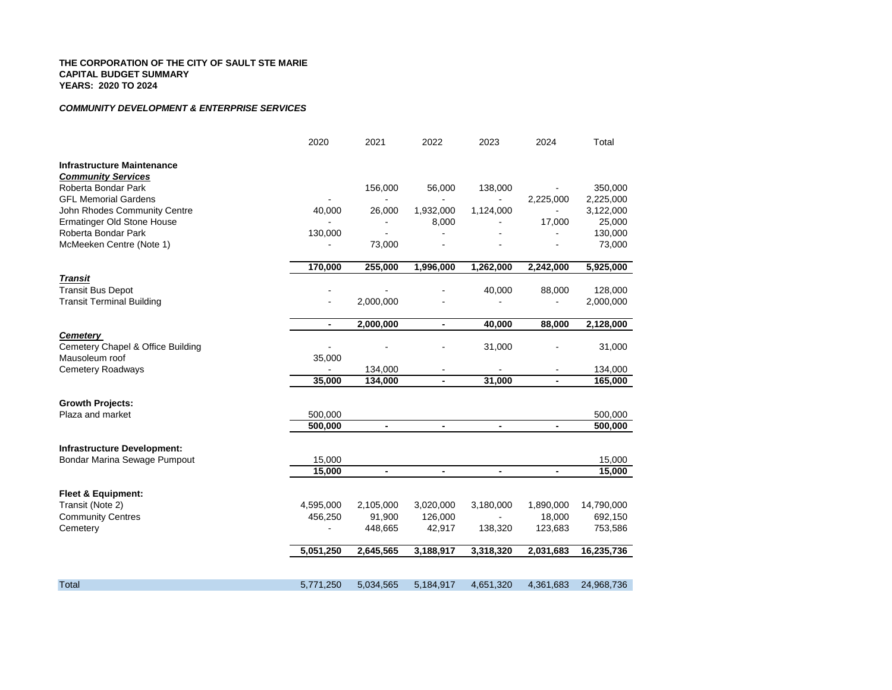**THE CORPORATION OF THE CITY OF SAULT STE MARIE**
**CAPITAL BUDGET SUMMARY**
**YEARS: 2020 TO 2024**

***COMMUNITY DEVELOPMENT & ENTERPRISE SERVICES***

| | 2020 | 2021 | 2022 | 2023 | 2024 | Total |
|---|---|---|---|---|---|---|
| **Infrastructure Maintenance** | | | | | | |
| ***Community Services*** | | | | | | |
| Roberta Bondar Park | | 156,000 | 56,000 | 138,000 | - | 350,000 |
| GFL Memorial Gardens | - | - | - | - | 2,225,000 | 2,225,000 |
| John Rhodes Community Centre | 40,000 | 26,000 | 1,932,000 | 1,124,000 | - | 3,122,000 |
| Ermatinger Old Stone House | - | - | 8,000 | - | 17,000 | 25,000 |
| Roberta Bondar Park | 130,000 | - | - | - | - | 130,000 |
| McMeeken Centre (Note 1) | - | 73,000 | - | - | - | 73,000 |
| | **170,000** | **255,000** | **1,996,000** | **1,262,000** | **2,242,000** | **5,925,000** |
| ***Transit*** | | | | | | |
| Transit Bus Depot | - | - | - | 40,000 | 88,000 | 128,000 |
| Transit Terminal Building | - | 2,000,000 | - | - | - | 2,000,000 |
| | **-** | **2,000,000** | **-** | **40,000** | **88,000** | **2,128,000** |
| ***Cemetery*** | | | | | | |
| Cemetery Chapel & Office Building | - | - | - | 31,000 | - | 31,000 |
| Mausoleum roof | 35,000 | | | | | |
| Cemetery Roadways | - | 134,000 | - | - | - | 134,000 |
| | **35,000** | **134,000** | **-** | **31,000** | **-** | **165,000** |
| **Growth Projects:** | | | | | | |
| Plaza and market | 500,000 | | | | | 500,000 |
| | **500,000** | **-** | **-** | **-** | **-** | **500,000** |
| **Infrastructure Development:** | | | | | | |
| Bondar Marina Sewage Pumpout | 15,000 | | | | | 15,000 |
| | **15,000** | **-** | **-** | **-** | **-** | **15,000** |
| **Fleet & Equipment:** | | | | | | |
| Transit (Note 2) | 4,595,000 | 2,105,000 | 3,020,000 | 3,180,000 | 1,890,000 | 14,790,000 |
| Community Centres | 456,250 | 91,900 | 126,000 | - | 18,000 | 692,150 |
| Cemetery | - | 448,665 | 42,917 | 138,320 | 123,683 | 753,586 |
| | **5,051,250** | **2,645,565** | **3,188,917** | **3,318,320** | **2,031,683** | **16,235,736** |
| Total | 5,771,250 | 5,034,565 | 5,184,917 | 4,651,320 | 4,361,683 | 24,968,736 |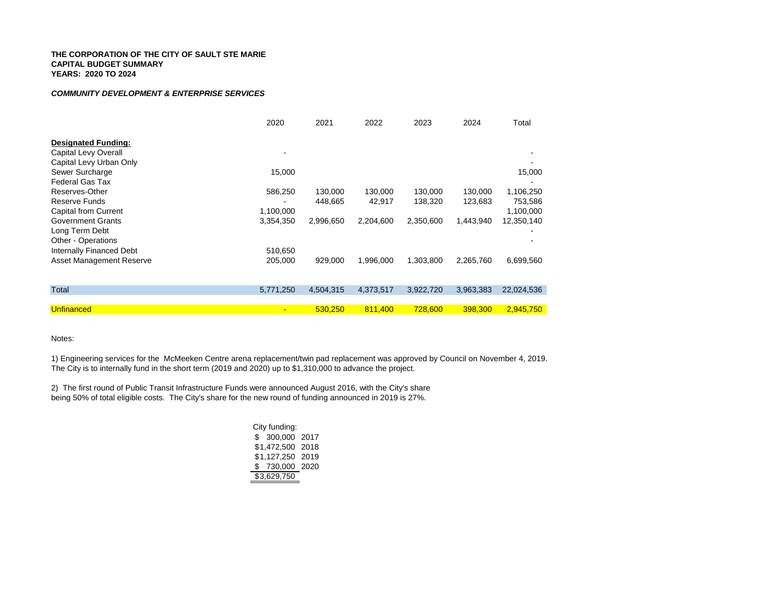**THE CORPORATION OF THE CITY OF SAULT STE MARIE**
**CAPITAL BUDGET SUMMARY**
**YEARS: 2020 TO 2024**

***COMMUNITY DEVELOPMENT & ENTERPRISE SERVICES***

| | 2020 | 2021 | 2022 | 2023 | 2024 | Total |
|---|---|---|---|---|---|---|
| **Designated Funding:** | | | | | | |
| Capital Levy Overall | - | | | | | - |
| Capital Levy Urban Only | | | | | | - |
| Sewer Surcharge | 15,000 | | | | | 15,000 |
| Federal Gas Tax | | | | | | - |
| Reserves-Other | 586,250 | 130,000 | 130,000 | 130,000 | 130,000 | 1,106,250 |
| Reserve Funds | - | 448,665 | 42,917 | 138,320 | 123,683 | 753,586 |
| Capital from Current | 1,100,000 | | | | | 1,100,000 |
| Government Grants | 3,354,350 | 2,996,650 | 2,204,600 | 2,350,600 | 1,443,940 | 12,350,140 |
| Long Term Debt | | | | | | - |
| Other - Operations | | | | | | - |
| Internally Financed Debt | 510,650 | | | | | |
| Asset Management Reserve | 205,000 | 929,000 | 1,996,000 | 1,303,800 | 2,265,760 | 6,699,560 |
| Total | 5,771,250 | 4,504,315 | 4,373,517 | 3,922,720 | 3,963,383 | 22,024,536 |
| Unfinanced | - | 530,250 | 811,400 | 728,600 | 398,300 | 2,945,750 |

Notes:

1) Engineering services for the McMeeken Centre arena replacement/twin pad replacement was approved by Council on November 4, 2019. The City is to internally fund in the short term (2019 and 2020) up to $1,310,000 to advance the project.

2) The first round of Public Transit Infrastructure Funds were announced August 2016, with the City's share being 50% of total eligible costs. The City's share for the new round of funding announced in 2019 is 27%.

| City funding: | |
|---|---|
| $ 300,000 | 2017 |
| $1,472,500 | 2018 |
| $1,127,250 | 2019 |
| $ 730,000 | 2020 |
| $3,629,750 | |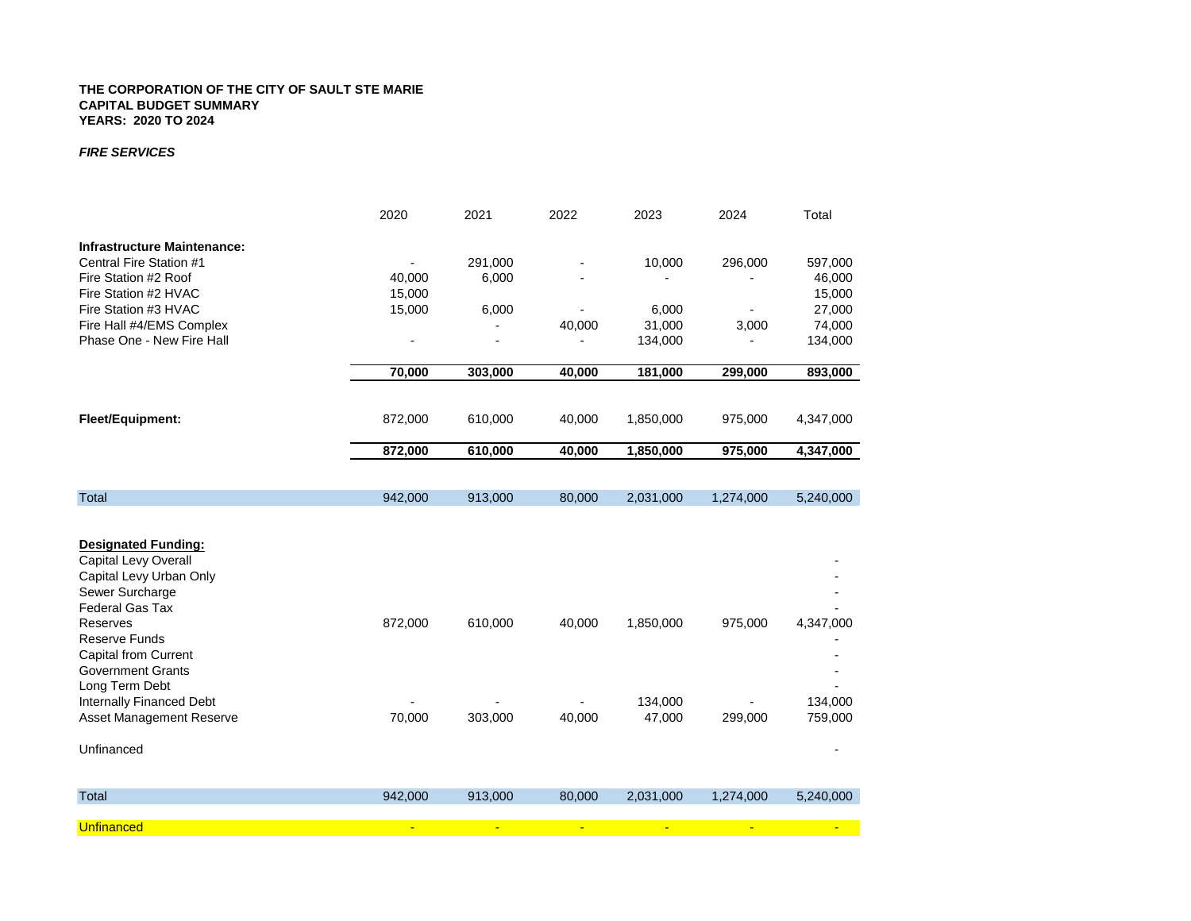**THE CORPORATION OF THE CITY OF SAULT STE MARIE**
**CAPITAL BUDGET SUMMARY**
**YEARS: 2020 TO 2024**

***FIRE SERVICES***

| | 2020 | 2021 | 2022 | 2023 | 2024 | Total |
|---|---|---|---|---|---|---|
| **Infrastructure Maintenance:** | | | | | | |
| Central Fire Station #1 | - | 291,000 | - | 10,000 | 296,000 | 597,000 |
| Fire Station #2 Roof | 40,000 | 6,000 | - | - | - | 46,000 |
| Fire Station #2 HVAC | 15,000 | | | | | 15,000 |
| Fire Station #3 HVAC | 15,000 | 6,000 | - | 6,000 | - | 27,000 |
| Fire Hall #4/EMS Complex | | - | 40,000 | 31,000 | 3,000 | 74,000 |
| Phase One - New Fire Hall | - | - | - | 134,000 | - | 134,000 |
| | **70,000** | **303,000** | **40,000** | **181,000** | **299,000** | **893,000** |
| **Fleet/Equipment:** | 872,000 | 610,000 | 40,000 | 1,850,000 | 975,000 | 4,347,000 |
| | **872,000** | **610,000** | **40,000** | **1,850,000** | **975,000** | **4,347,000** |
| Total | 942,000 | 913,000 | 80,000 | 2,031,000 | 1,274,000 | 5,240,000 |
| **Designated Funding:** | | | | | | |
| Capital Levy Overall | | | | | | - |
| Capital Levy Urban Only | | | | | | - |
| Sewer Surcharge | | | | | | - |
| Federal Gas Tax | | | | | | - |
| Reserves | 872,000 | 610,000 | 40,000 | 1,850,000 | 975,000 | 4,347,000 |
| Reserve Funds | | | | | | - |
| Capital from Current | | | | | | - |
| Government Grants | | | | | | - |
| Long Term Debt | | | | | | - |
| Internally Financed Debt | - | - | - | 134,000 | - | 134,000 |
| Asset Management Reserve | 70,000 | 303,000 | 40,000 | 47,000 | 299,000 | 759,000 |
| Unfinanced | | | | | | - |
| Total | 942,000 | 913,000 | 80,000 | 2,031,000 | 1,274,000 | 5,240,000 |
| Unfinanced | - | - | - | - | - | - |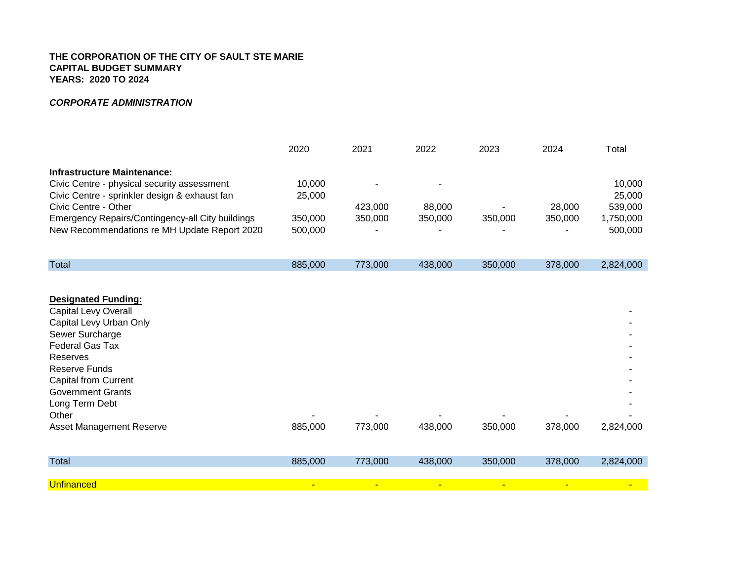**THE CORPORATION OF THE CITY OF SAULT STE MARIE**
**CAPITAL BUDGET SUMMARY**
**YEARS: 2020 TO 2024**

***CORPORATE ADMINISTRATION***

| | 2020 | 2021 | 2022 | 2023 | 2024 | Total |
|---|---|---|---|---|---|---|
| **Infrastructure Maintenance:** | | | | | | |
| Civic Centre - physical security assessment | 10,000 | - | - | | | 10,000 |
| Civic Centre - sprinkler design & exhaust fan | 25,000 | | | | | 25,000 |
| Civic Centre - Other | | 423,000 | 88,000 | - | 28,000 | 539,000 |
| Emergency Repairs/Contingency-all City buildings | 350,000 | 350,000 | 350,000 | 350,000 | 350,000 | 1,750,000 |
| New Recommendations re MH Update Report 2020 | 500,000 | - | - | - | - | 500,000 |
| Total | 885,000 | 773,000 | 438,000 | 350,000 | 378,000 | 2,824,000 |
| **Designated Funding:** | | | | | | |
| Capital Levy Overall | | | | | | - |
| Capital Levy Urban Only | | | | | | - |
| Sewer Surcharge | | | | | | - |
| Federal Gas Tax | | | | | | - |
| Reserves | | | | | | - |
| Reserve Funds | | | | | | - |
| Capital from Current | | | | | | - |
| Government Grants | | | | | | - |
| Long Term Debt | | | | | | - |
| Other | - | - | - | - | - | - |
| Asset Management Reserve | 885,000 | 773,000 | 438,000 | 350,000 | 378,000 | 2,824,000 |
| Total | 885,000 | 773,000 | 438,000 | 350,000 | 378,000 | 2,824,000 |
| Unfinanced | - | - | - | - | - | - |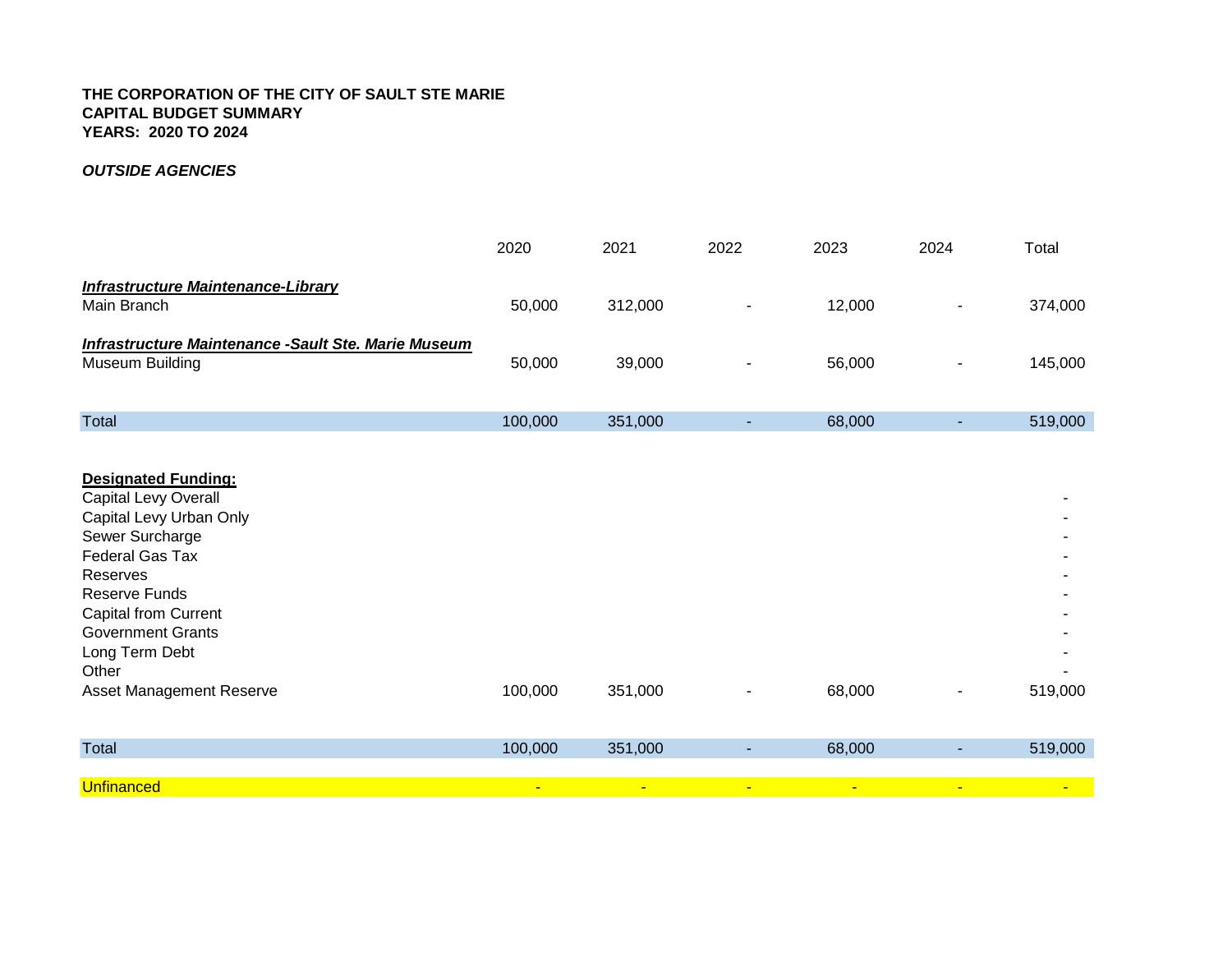**THE CORPORATION OF THE CITY OF SAULT STE MARIE**
**CAPITAL BUDGET SUMMARY**
**YEARS: 2020 TO 2024**

***OUTSIDE AGENCIES***

| | 2020 | 2021 | 2022 | 2023 | 2024 | Total |
|---|---|---|---|---|---|---|
| ***Infrastructure Maintenance-Library*** | | | | | | |
| Main Branch | 50,000 | 312,000 | - | 12,000 | - | 374,000 |
| ***Infrastructure Maintenance -Sault Ste. Marie Museum*** | | | | | | |
| Museum Building | 50,000 | 39,000 | - | 56,000 | - | 145,000 |
| Total | 100,000 | 351,000 | - | 68,000 | - | 519,000 |
| **Designated Funding:** | | | | | | |
| Capital Levy Overall | | | | | | - |
| Capital Levy Urban Only | | | | | | - |
| Sewer Surcharge | | | | | | - |
| Federal Gas Tax | | | | | | - |
| Reserves | | | | | | - |
| Reserve Funds | | | | | | - |
| Capital from Current | | | | | | - |
| Government Grants | | | | | | - |
| Long Term Debt | | | | | | - |
| Other | | | | | | - |
| Asset Management Reserve | 100,000 | 351,000 | - | 68,000 | - | 519,000 |
| Total | 100,000 | 351,000 | - | 68,000 | - | 519,000 |
| Unfinanced | - | - | - | - | - | - |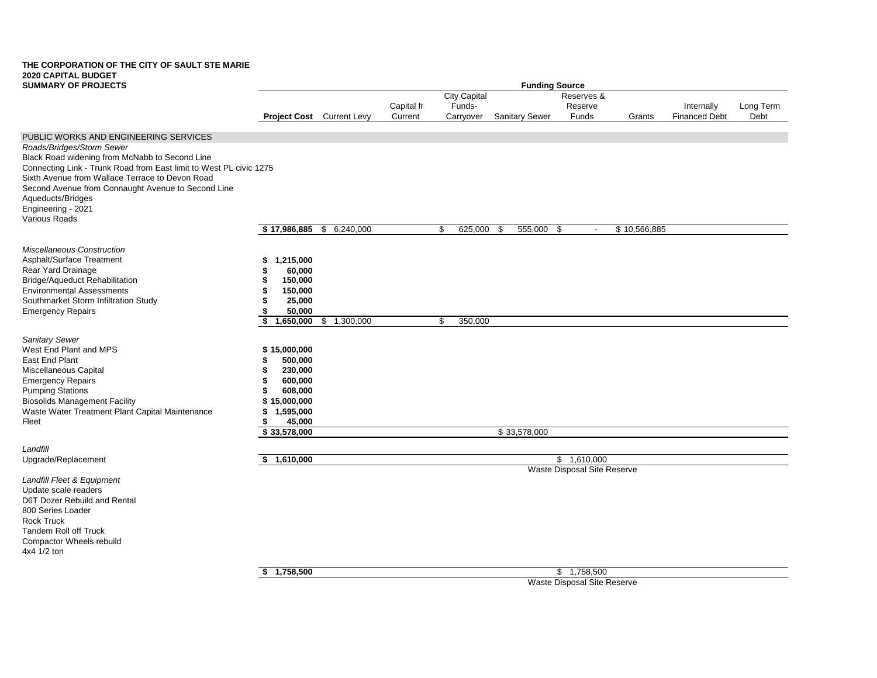**THE CORPORATION OF THE CITY OF SAULT STE MARIE**
**2020 CAPITAL BUDGET**
**SUMMARY OF PROJECTS**

| | | Funding Source | | | | | | | |
|---|---|---|---|---|---|---|---|---|---|
| | **Project Cost** | Current Levy | Capital fr Current | City Capital Funds- Carryover | Sanitary Sewer | Reserves & Reserve Funds | Grants | Internally Financed Debt | Long Term Debt |
| PUBLIC WORKS AND ENGINEERING SERVICES | | | | | | | | | |
| *Roads/Bridges/Storm Sewer* | | | | | | | | | |
| Black Road widening from McNabb to Second Line | | | | | | | | | |
| Connecting Link - Trunk Road from East limit to West PL civic 1275 | | | | | | | | | |
| Sixth Avenue from Wallace Terrace to Devon Road | | | | | | | | | |
| Second Avenue from Connaught Avenue to Second Line | | | | | | | | | |
| Aqueducts/Bridges | | | | | | | | | |
| Engineering - 2021 | | | | | | | | | |
| Various Roads | | | | | | | | | |
| | **$ 17,986,885** | $ 6,240,000 | | $ 625,000 | $ 555,000 | $ - | $ 10,566,885 | | |
| *Miscellaneous Construction* | | | | | | | | | |
| Asphalt/Surface Treatment | **$ 1,215,000** | | | | | | | | |
| Rear Yard Drainage | **$ 60,000** | | | | | | | | |
| Bridge/Aqueduct Rehabilitation | **$ 150,000** | | | | | | | | |
| Environmental Assessments | **$ 150,000** | | | | | | | | |
| Southmarket Storm Infiltration Study | **$ 25,000** | | | | | | | | |
| Emergency Repairs | **$ 50,000** | | | | | | | | |
| | **$ 1,650,000** | $ 1,300,000 | | $ 350,000 | | | | | |
| *Sanitary Sewer* | | | | | | | | | |
| West End Plant and MPS | **$ 15,000,000** | | | | | | | | |
| East End Plant | **$ 500,000** | | | | | | | | |
| Miscellaneous Capital | **$ 230,000** | | | | | | | | |
| Emergency Repairs | **$ 600,000** | | | | | | | | |
| Pumping Stations | **$ 608,000** | | | | | | | | |
| Biosolids Management Facility | **$ 15,000,000** | | | | | | | | |
| Waste Water Treatment Plant Capital Maintenance | **$ 1,595,000** | | | | | | | | |
| Fleet | **$ 45,000** | | | | | | | | |
| | **$ 33,578,000** | | | | $ 33,578,000 | | | | |
| *Landfill* | | | | | | | | | |
| Upgrade/Replacement | **$ 1,610,000** | | | | | $ 1,610,000 Waste Disposal Site Reserve | | | |
| *Landfill Fleet & Equipment* | | | | | | | | | |
| Update scale readers | | | | | | | | | |
| D6T Dozer Rebuild and Rental | | | | | | | | | |
| 800 Series Loader | | | | | | | | | |
| Rock Truck | | | | | | | | | |
| Tandem Roll off Truck | | | | | | | | | |
| Compactor Wheels rebuild | | | | | | | | | |
| 4x4 1/2 ton | | | | | | | | | |
| | **$ 1,758,500** | | | | | $ 1,758,500 Waste Disposal Site Reserve | | | |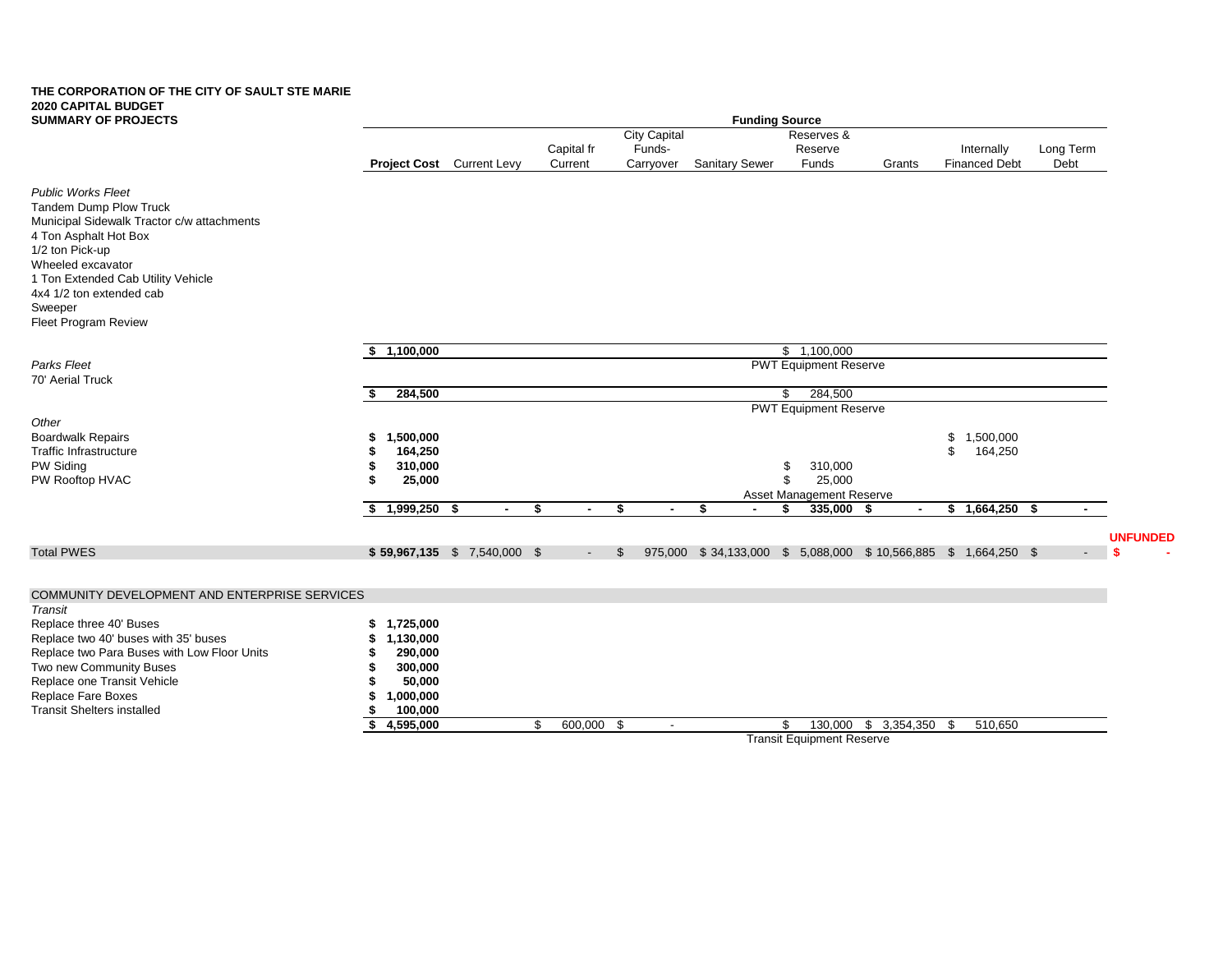**THE CORPORATION OF THE CITY OF SAULT STE MARIE**
**2020 CAPITAL BUDGET**
**SUMMARY OF PROJECTS**

| | **Project Cost** | Current Levy | Capital fr Current | City Capital Funds- Carryover | Sanitary Sewer | Reserves & Reserve Funds | Grants | Internally Financed Debt | Long Term Debt | **UNFUNDED** |
|---|---|---|---|---|---|---|---|---|---|---|
| | | | | | **Funding Source** | | | | | |
| *Public Works Fleet* | | | | | | | | | | |
| Tandem Dump Plow Truck | | | | | | | | | | |
| Municipal Sidewalk Tractor c/w attachments | | | | | | | | | | |
| 4 Ton Asphalt Hot Box | | | | | | | | | | |
| 1/2 ton Pick-up | | | | | | | | | | |
| Wheeled excavator | | | | | | | | | | |
| 1 Ton Extended Cab Utility Vehicle | | | | | | | | | | |
| 4x4 1/2 ton extended cab | | | | | | | | | | |
| Sweeper | | | | | | | | | | |
| Fleet Program Review | | | | | | | | | | |
| | **$ 1,100,000** | | | | | $ 1,100,000 | | | | |
| | | | | | | PWT Equipment Reserve | | | | |
| *Parks Fleet* | | | | | | | | | | |
| 70' Aerial Truck | | | | | | | | | | |
| | **$ 284,500** | | | | | $ 284,500 | | | | |
| | | | | | | PWT Equipment Reserve | | | | |
| *Other* | | | | | | | | | | |
| Boardwalk Repairs | **$ 1,500,000** | | | | | | | $ 1,500,000 | | |
| Traffic Infrastructure | **$ 164,250** | | | | | | | $ 164,250 | | |
| PW Siding | **$ 310,000** | | | | | $ 310,000 | | | | |
| PW Rooftop HVAC | **$ 25,000** | | | | | $ 25,000 | | | | |
| | | | | | | Asset Management Reserve | | | | |
| | **$ 1,999,250** | **$ -** | **$ -** | **$ -** | **$ -** | **$ 335,000** | **$ -** | **$ 1,664,250** | **$ -** | |
| Total PWES | **$ 59,967,135** | $ 7,540,000 | $ - | $ 975,000 | $ 34,133,000 | $ 5,088,000 | $ 10,566,885 | $ 1,664,250 | $ - | **$ -** |
| COMMUNITY DEVELOPMENT AND ENTERPRISE SERVICES | | | | | | | | | | |
| *Transit* | | | | | | | | | | |
| Replace three 40' Buses | **$ 1,725,000** | | | | | | | | | |
| Replace two 40' buses with 35' buses | **$ 1,130,000** | | | | | | | | | |
| Replace two Para Buses with Low Floor Units | **$ 290,000** | | | | | | | | | |
| Two new Community Buses | **$ 300,000** | | | | | | | | | |
| Replace one Transit Vehicle | **$ 50,000** | | | | | | | | | |
| Replace Fare Boxes | **$ 1,000,000** | | | | | | | | | |
| Transit Shelters installed | **$ 100,000** | | | | | | | | | |
| | **$ 4,595,000** | | $ 600,000 | $ - | | $ 130,000 | $ 3,354,350 | $ 510,650 | | |
| | | | | | | Transit Equipment Reserve | | | | |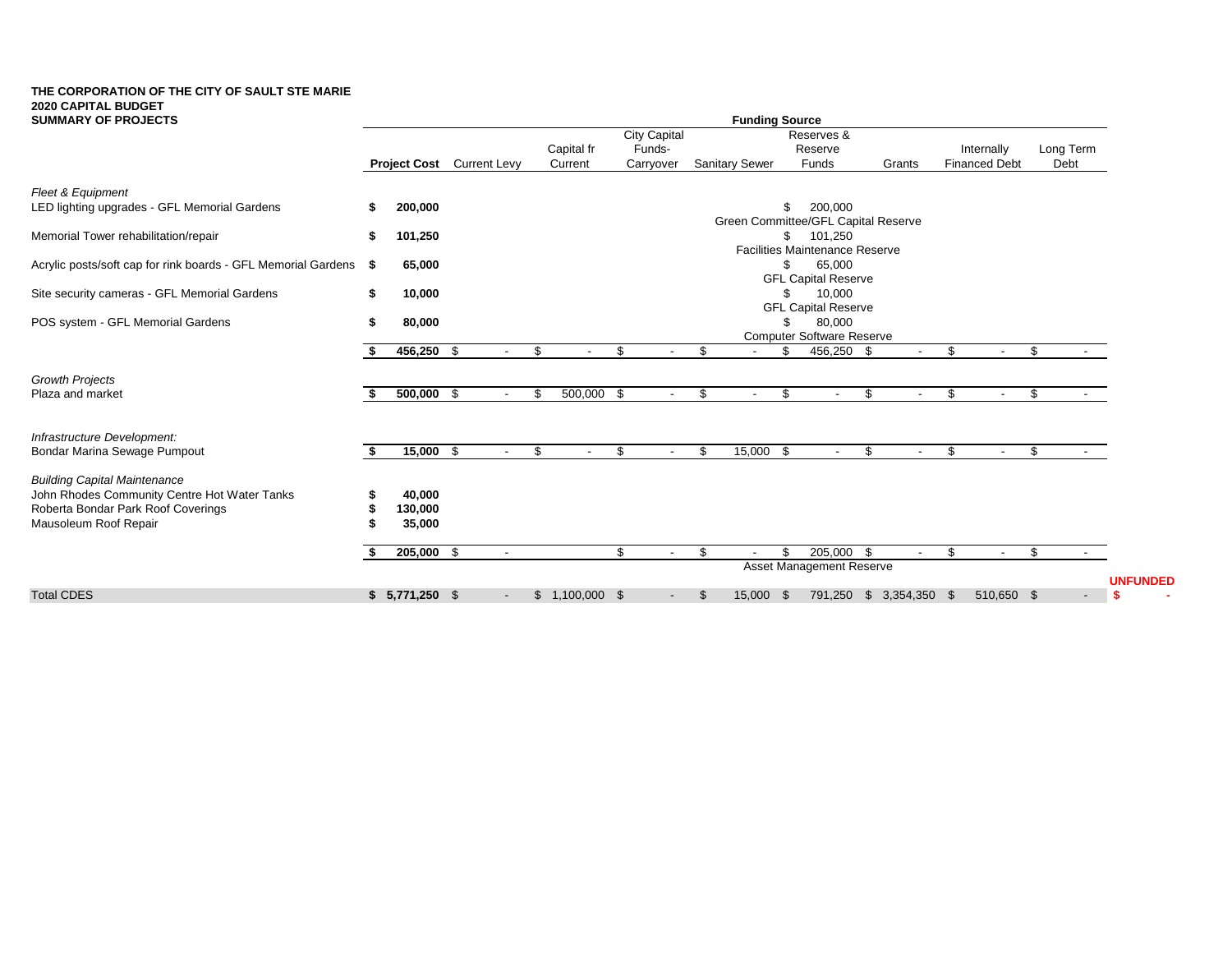**THE CORPORATION OF THE CITY OF SAULT STE MARIE**
**2020 CAPITAL BUDGET**
**SUMMARY OF PROJECTS**

| | | Funding Source | | | | | | | |
|---|---|---|---|---|---|---|---|---|---|
| | **Project Cost** | Current Levy | Capital fr Current | City Capital Funds- Carryover | Sanitary Sewer | Reserves & Reserve Funds | Grants | Internally Financed Debt | Long Term Debt |
| *Fleet & Equipment* | | | | | | | | | |
| LED lighting upgrades - GFL Memorial Gardens | **$ 200,000** | | | | | $ 200,000 Green Committee/GFL Capital Reserve | | | |
| Memorial Tower rehabilitation/repair | **$ 101,250** | | | | | $ 101,250 Facilities Maintenance Reserve | | | |
| Acrylic posts/soft cap for rink boards - GFL Memorial Gardens | **$ 65,000** | | | | | $ 65,000 GFL Capital Reserve | | | |
| Site security cameras - GFL Memorial Gardens | **$ 10,000** | | | | | $ 10,000 GFL Capital Reserve | | | |
| POS system - GFL Memorial Gardens | **$ 80,000** | | | | | $ 80,000 Computer Software Reserve | | | |
| | **$ 456,250** | $ - | $ - | $ - | $ - | $ 456,250 | $ - | $ - | $ - |
| *Growth Projects* | | | | | | | | | |
| Plaza and market | **$ 500,000** | $ - | $ 500,000 | $ - | $ - | $ - | $ - | $ - | $ - |
| *Infrastructure Development:* | | | | | | | | | |
| Bondar Marina Sewage Pumpout | **$ 15,000** | $ - | $ - | $ - | $ 15,000 | $ - | $ - | $ - | $ - |
| *Building Capital Maintenance* | | | | | | | | | |
| John Rhodes Community Centre Hot Water Tanks | **$ 40,000** | | | | | | | | |
| Roberta Bondar Park Roof Coverings | **$ 130,000** | | | | | | | | |
| Mausoleum Roof Repair | **$ 35,000** | | | | | | | | |
| | **$ 205,000** | $ - | | $ - | $ - | $ 205,000 Asset Management Reserve | $ - | $ - | $ - |
| Total CDES | **$ 5,771,250** | $ - | $ 1,100,000 | $ - | $ 15,000 | $ 791,250 | $ 3,354,350 | $ 510,650 | $ - |

**UNFUNDED** **$ -**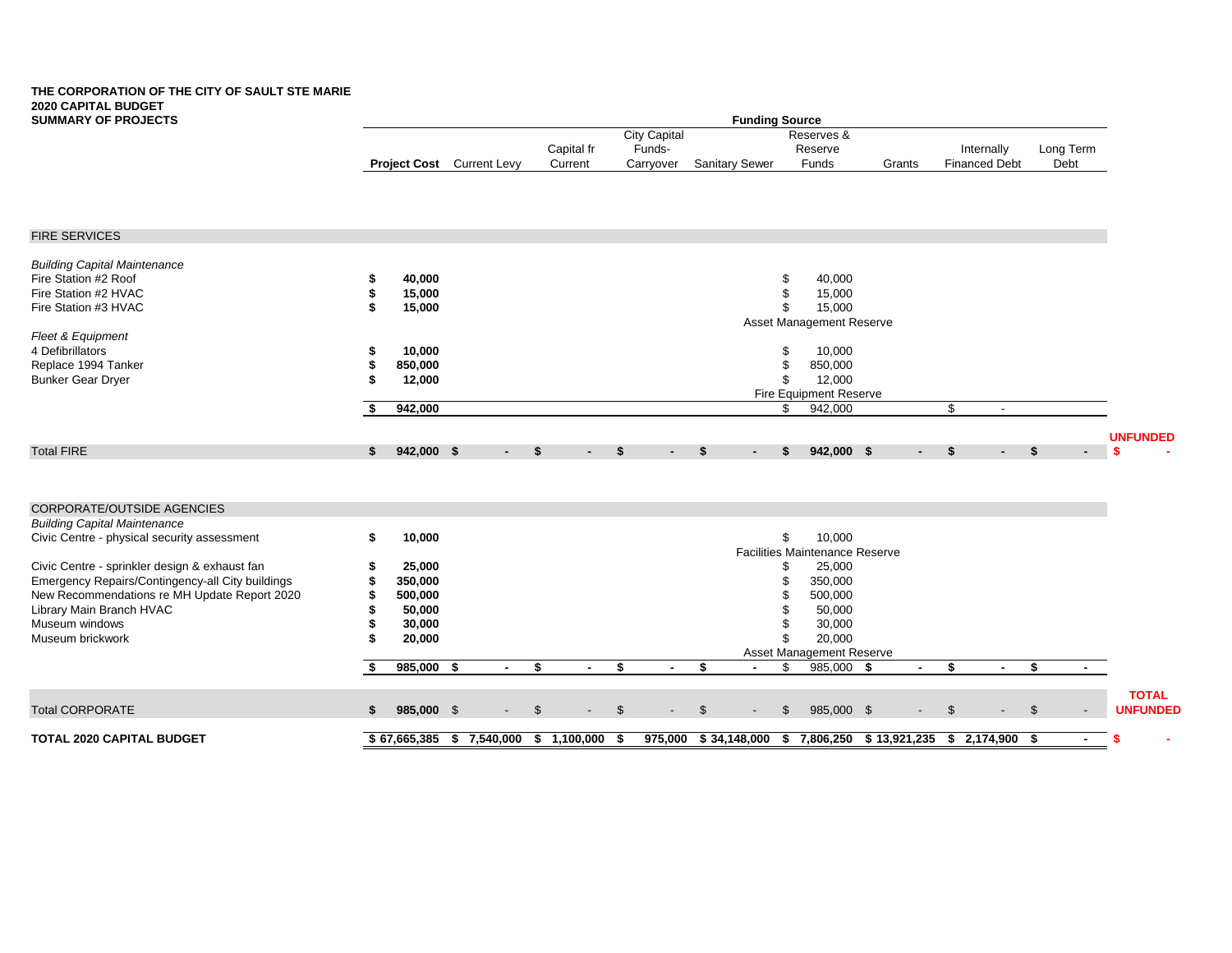**THE CORPORATION OF THE CITY OF SAULT STE MARIE**
**2020 CAPITAL BUDGET**
**SUMMARY OF PROJECTS**

| | | Funding Source | | | | | | | | |
|---|---|---|---|---|---|---|---|---|---|---|
| | **Project Cost** | Current Levy | Capital fr Current | City Capital Funds- Carryover | Sanitary Sewer | Reserves & Reserve Funds | Grants | Internally Financed Debt | Long Term Debt | |
| **FIRE SERVICES** | | | | | | | | | | |
| *Building Capital Maintenance* | | | | | | | | | | |
| Fire Station #2 Roof | **$ 40,000** | | | | | $ 40,000 | | | | |
| Fire Station #2 HVAC | **$ 15,000** | | | | | $ 15,000 | | | | |
| Fire Station #3 HVAC | **$ 15,000** | | | | | $ 15,000 | | | | |
| | | | | | | Asset Management Reserve | | | | |
| *Fleet & Equipment* | | | | | | | | | | |
| 4 Defibrillators | **$ 10,000** | | | | | $ 10,000 | | | | |
| Replace 1994 Tanker | **$ 850,000** | | | | | $ 850,000 | | | | |
| Bunker Gear Dryer | **$ 12,000** | | | | | $ 12,000 | | | | |
| | | | | | | Fire Equipment Reserve | | | | |
| | **$ 942,000** | | | | | $ 942,000 | | $ - | | |
| | | | | | | | | | | **UNFUNDED** |
| Total FIRE | **$ 942,000** | **$ -** | **$ -** | **$ -** | **$ -** | **$ 942,000** | **$ -** | **$ -** | **$ -** | **$ -** |
| **CORPORATE/OUTSIDE AGENCIES** | | | | | | | | | | |
| *Building Capital Maintenance* | | | | | | | | | | |
| Civic Centre - physical security assessment | **$ 10,000** | | | | | $ 10,000 | | | | |
| | | | | | | Facilities Maintenance Reserve | | | | |
| Civic Centre - sprinkler design & exhaust fan | **$ 25,000** | | | | | $ 25,000 | | | | |
| Emergency Repairs/Contingency-all City buildings | **$ 350,000** | | | | | $ 350,000 | | | | |
| New Recommendations re MH Update Report 2020 | **$ 500,000** | | | | | $ 500,000 | | | | |
| Library Main Branch HVAC | **$ 50,000** | | | | | $ 50,000 | | | | |
| Museum windows | **$ 30,000** | | | | | $ 30,000 | | | | |
| Museum brickwork | **$ 20,000** | | | | | $ 20,000 | | | | |
| | | | | | | Asset Management Reserve | | | | |
| | **$ 985,000** | **$ -** | **$ -** | **$ -** | **$ -** | $ 985,000 | **$ -** | **$ -** | **$ -** | |
| | | | | | | | | | | **TOTAL UNFUNDED** |
| Total CORPORATE | **$ 985,000** | $ - | $ - | $ - | $ - | $ 985,000 | $ - | $ - | $ - | |
| **TOTAL 2020 CAPITAL BUDGET** | **$ 67,665,385** | **$ 7,540,000** | **$ 1,100,000** | **$ 975,000** | **$ 34,148,000** | **$ 7,806,250** | **$ 13,921,235** | **$ 2,174,900** | **$ -** | **$ -** |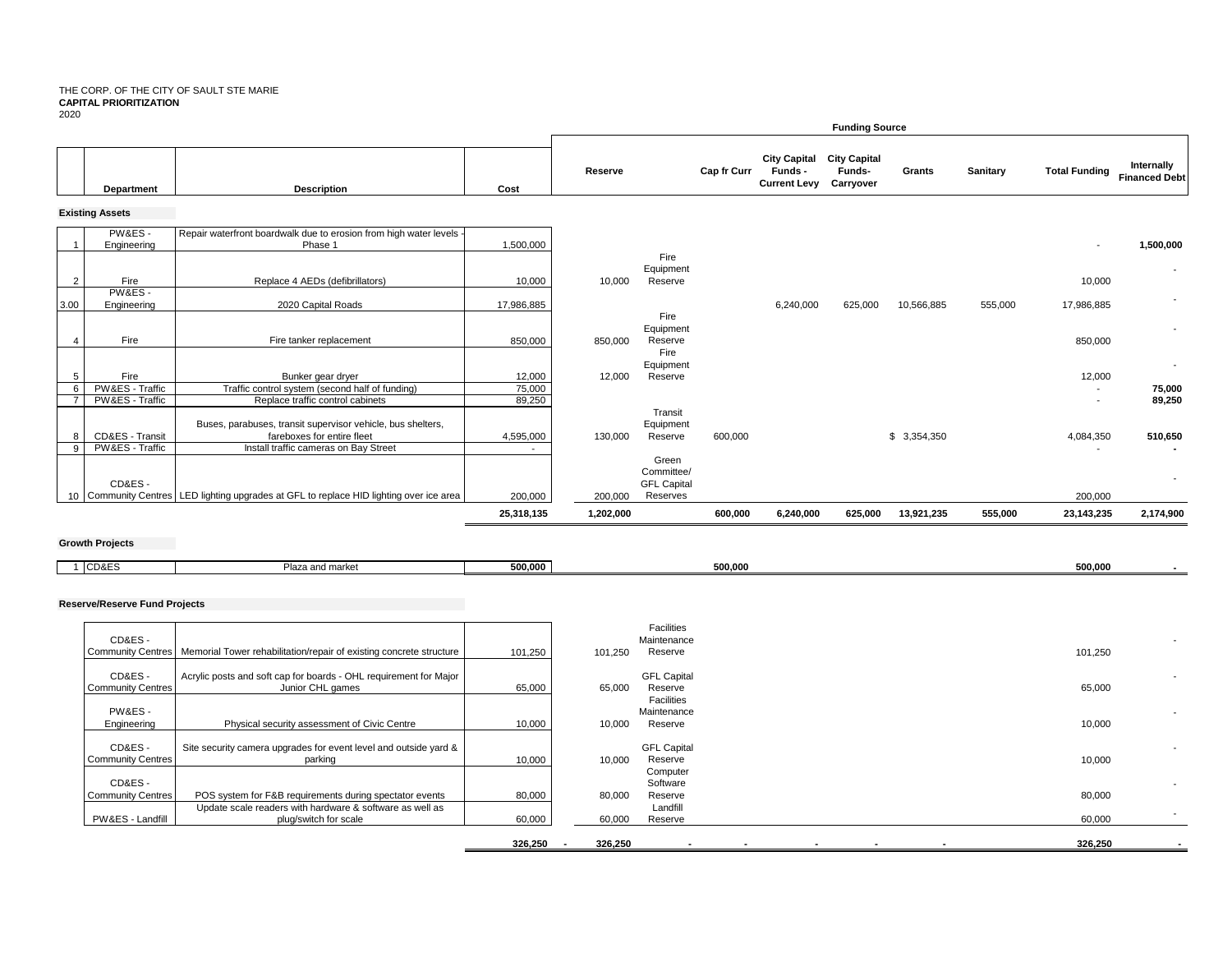THE CORP. OF THE CITY OF SAULT STE MARIE
**CAPITAL PRIORITIZATION**
2020

| | Department | Description | Cost | Reserve | | Cap fr Curr | City Capital Funds - Current Levy | City Capital Funds- Carryover | Grants | Sanitary | Total Funding | Internally Financed Debt |
|---|---|---|---|---|---|---|---|---|---|---|---|---|
| | | | | **Funding Source** | | | | | | | | |
| **Existing Assets** | | | | | | | | | | | | |
| 1 | PW&ES - Engineering | Repair waterfront boardwalk due to erosion from high water levels - Phase 1 | 1,500,000 | | | | | | | | - | **1,500,000** |
| 2 | Fire | Replace 4 AEDs (defibrillators) | 10,000 | 10,000 | Fire Equipment Reserve | | | | | | 10,000 | - |
| 3.00 | PW&ES - Engineering | 2020 Capital Roads | 17,986,885 | | | | 6,240,000 | 625,000 | 10,566,885 | 555,000 | 17,986,885 | - |
| 4 | Fire | Fire tanker replacement | 850,000 | 850,000 | Fire Equipment Reserve | | | | | | 850,000 | - |
| 5 | Fire | Bunker gear dryer | 12,000 | 12,000 | Fire Equipment Reserve | | | | | | 12,000 | - |
| 6 | PW&ES - Traffic | Traffic control system (second half of funding) | 75,000 | | | | | | | | - | **75,000** |
| 7 | PW&ES - Traffic | Replace traffic control cabinets | 89,250 | | | | | | | | - | **89,250** |
| 8 | CD&ES - Transit | Buses, parabuses, transit supervisor vehicle, bus shelters, fareboxes for entire fleet | 4,595,000 | 130,000 | Transit Equipment Reserve | 600,000 | | | $ 3,354,350 | | 4,084,350 | **510,650** |
| 9 | PW&ES - Traffic | Install traffic cameras on Bay Street | - | | | | | | | | - | **-** |
| 10 | CD&ES - Community Centres | LED lighting upgrades at GFL to replace HID lighting over ice area | 200,000 | 200,000 | Green Committee/ GFL Capital Reserves | | | | | | 200,000 | - |
| | | | **25,318,135** | **1,202,000** | | **600,000** | **6,240,000** | **625,000** | **13,921,235** | **555,000** | **23,143,235** | **2,174,900** |
| **Growth Projects** | | | | | | | | | | | | |
| 1 | CD&ES | Plaza and market | **500,000** | | | **500,000** | | | | | **500,000** | **-** |
| **Reserve/Reserve Fund Projects** | | | | | | | | | | | | |
| | CD&ES - Community Centres | Memorial Tower rehabilitation/repair of existing concrete structure | 101,250 | 101,250 | Facilities Maintenance Reserve | | | | | | 101,250 | - |
| | CD&ES - Community Centres | Acrylic posts and soft cap for boards - OHL requirement for Major Junior CHL games | 65,000 | 65,000 | GFL Capital Reserve | | | | | | 65,000 | - |
| | PW&ES - Engineering | Physical security assessment of Civic Centre | 10,000 | 10,000 | Facilities Maintenance Reserve | | | | | | 10,000 | - |
| | CD&ES - Community Centres | Site security camera upgrades for event level and outside yard & parking | 10,000 | 10,000 | GFL Capital Reserve | | | | | | 10,000 | - |
| | CD&ES - Community Centres | POS system for F&B requirements during spectator events | 80,000 | 80,000 | Computer Software Reserve | | | | | | 80,000 | - |
| | PW&ES - Landfill | Update scale readers with hardware & software as well as plug/switch for scale | 60,000 | 60,000 | Landfill Reserve | | | | | | 60,000 | - |
| | | | **326,250** | **326,250** | **-** | **-** | **-** | **-** | **-** | | **326,250** | **-** |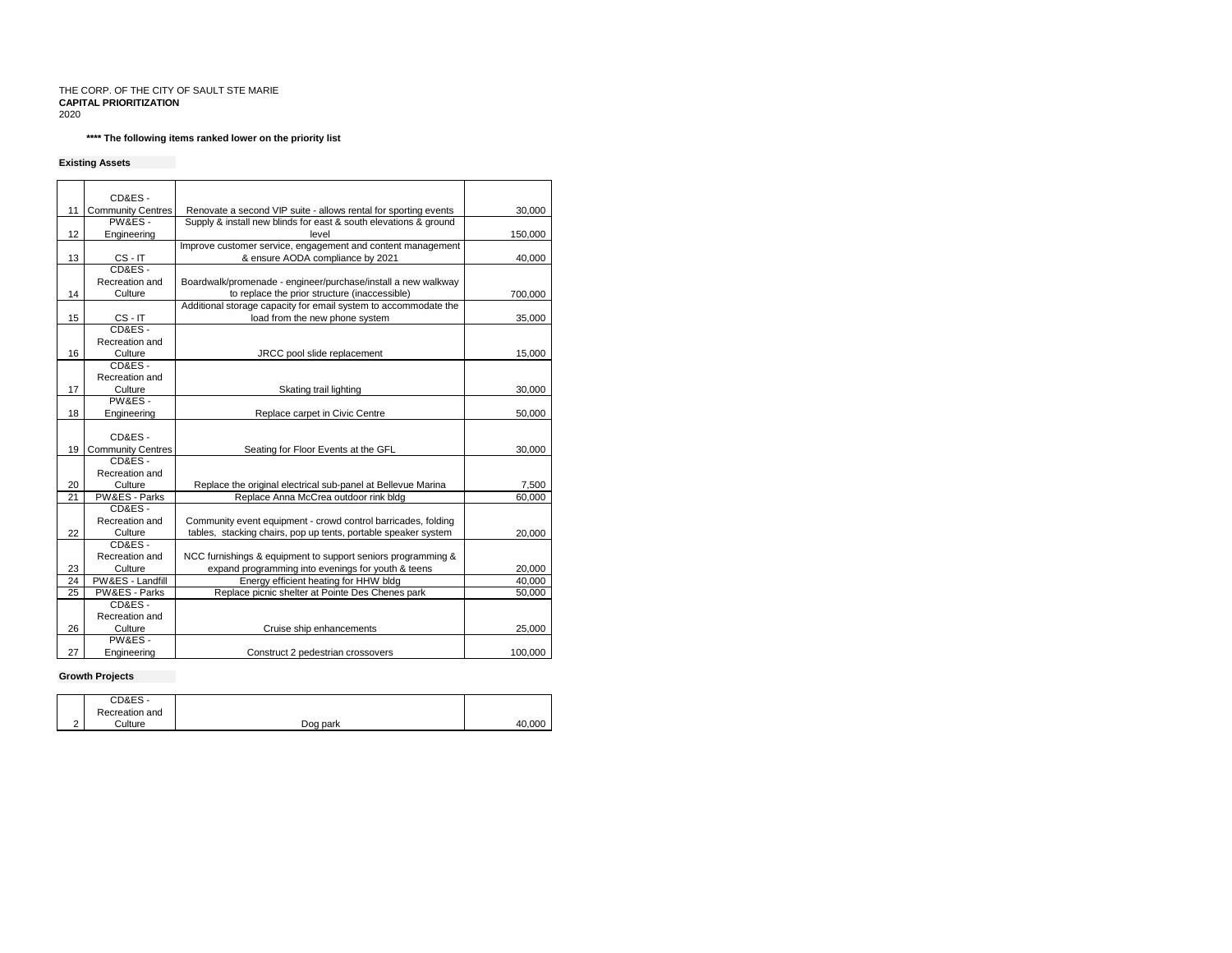THE CORP. OF THE CITY OF SAULT STE MARIE
**CAPITAL PRIORITIZATION**
2020

**\*\*\*\* The following items ranked lower on the priority list**

**Existing Assets**

| | | | |
|---|---|---|---|
| 11 | CD&ES - Community Centres | Renovate a second VIP suite - allows rental for sporting events | 30,000 |
| 12 | PW&ES - Engineering | Supply & install new blinds for east & south elevations & ground level | 150,000 |
| 13 | CS - IT | Improve customer service, engagement and content management & ensure AODA compliance by 2021 | 40,000 |
| 14 | CD&ES - Recreation and Culture | Boardwalk/promenade - engineer/purchase/install a new walkway to replace the prior structure (inaccessible) | 700,000 |
| 15 | CS - IT | Additional storage capacity for email system to accommodate the load from the new phone system | 35,000 |
| 16 | CD&ES - Recreation and Culture | JRCC pool slide replacement | 15,000 |
| 17 | CD&ES - Recreation and Culture | Skating trail lighting | 30,000 |
| 18 | PW&ES - Engineering | Replace carpet in Civic Centre | 50,000 |
| 19 | CD&ES - Community Centres | Seating for Floor Events at the GFL | 30,000 |
| 20 | CD&ES - Recreation and Culture | Replace the original electrical sub-panel at Bellevue Marina | 7,500 |
| 21 | PW&ES - Parks | Replace Anna McCrea outdoor rink bldg | 60,000 |
| 22 | CD&ES - Recreation and Culture | Community event equipment - crowd control barricades, folding tables, stacking chairs, pop up tents, portable speaker system | 20,000 |
| 23 | CD&ES - Recreation and Culture | NCC furnishings & equipment to support seniors programming & expand programming into evenings for youth & teens | 20,000 |
| 24 | PW&ES - Landfill | Energy efficient heating for HHW bldg | 40,000 |
| 25 | PW&ES - Parks | Replace picnic shelter at Pointe Des Chenes park | 50,000 |
| 26 | CD&ES - Recreation and Culture | Cruise ship enhancements | 25,000 |
| 27 | PW&ES - Engineering | Construct 2 pedestrian crossovers | 100,000 |

**Growth Projects**

| | | | |
|---|---|---|---|
| 2 | CD&ES - Recreation and Culture | Dog park | 40,000 |